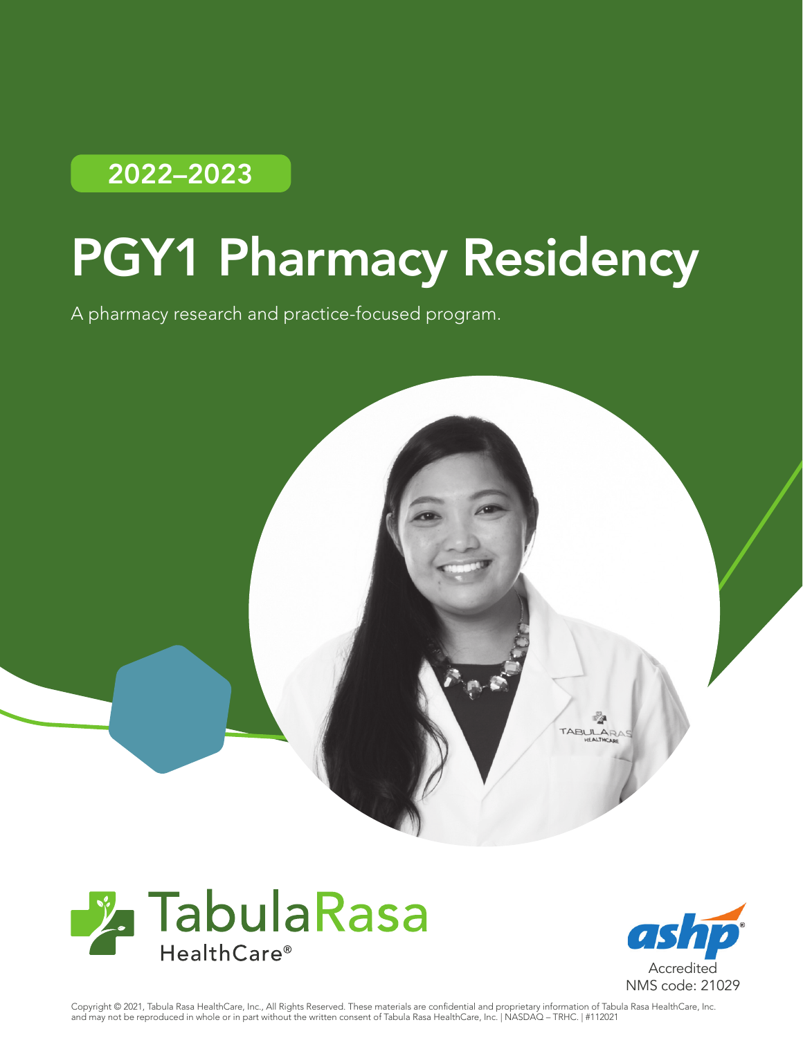2022–2023

# PGY1 Pharmacy Residency

A pharmacy research and practice-focused program.

TabulaRasa HealthCare®

ashp® Accredited
NMS code: 21029

Copyright © 2021, Tabula Rasa HealthCare, Inc., All Rights Reserved. These materials are confidential and proprietary information of Tabula Rasa HealthCare, Inc. and may not be reproduced in whole or in part without the written consent of Tabula Rasa HealthCare, Inc. | NASDAQ – TRHC. | #112021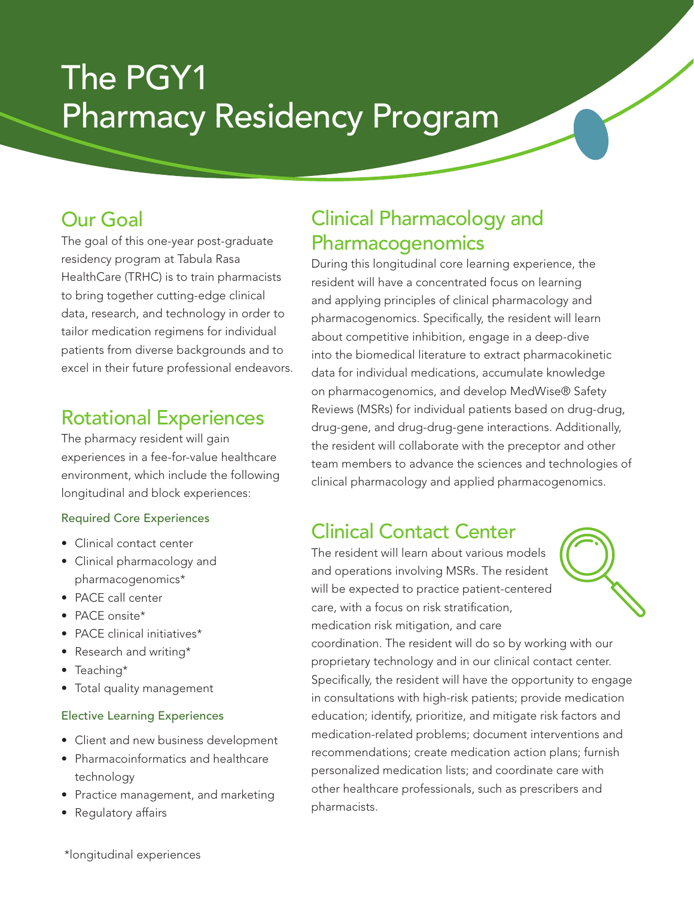# The PGY1 Pharmacy Residency Program

## Our Goal

The goal of this one-year post-graduate residency program at Tabula Rasa HealthCare (TRHC) is to train pharmacists to bring together cutting-edge clinical data, research, and technology in order to tailor medication regimens for individual patients from diverse backgrounds and to excel in their future professional endeavors.

## Rotational Experiences

The pharmacy resident will gain experiences in a fee-for-value healthcare environment, which include the following longitudinal and block experiences:

### Required Core Experiences

- Clinical contact center
- Clinical pharmacology and pharmacogenomics*
- PACE call center
- PACE onsite*
- PACE clinical initiatives*
- Research and writing*
- Teaching*
- Total quality management

### Elective Learning Experiences

- Client and new business development
- Pharmacoinformatics and healthcare technology
- Practice management, and marketing
- Regulatory affairs

*longitudinal experiences

## Clinical Pharmacology and Pharmacogenomics

During this longitudinal core learning experience, the resident will have a concentrated focus on learning and applying principles of clinical pharmacology and pharmacogenomics. Specifically, the resident will learn about competitive inhibition, engage in a deep-dive into the biomedical literature to extract pharmacokinetic data for individual medications, accumulate knowledge on pharmacogenomics, and develop MedWise® Safety Reviews (MSRs) for individual patients based on drug-drug, drug-gene, and drug-drug-gene interactions. Additionally, the resident will collaborate with the preceptor and other team members to advance the sciences and technologies of clinical pharmacology and applied pharmacogenomics.

## Clinical Contact Center

The resident will learn about various models and operations involving MSRs. The resident will be expected to practice patient-centered care, with a focus on risk stratification, medication risk mitigation, and care coordination. The resident will do so by working with our proprietary technology and in our clinical contact center. Specifically, the resident will have the opportunity to engage in consultations with high-risk patients; provide medication education; identify, prioritize, and mitigate risk factors and medication-related problems; document interventions and recommendations; create medication action plans; furnish personalized medication lists; and coordinate care with other healthcare professionals, such as prescribers and pharmacists.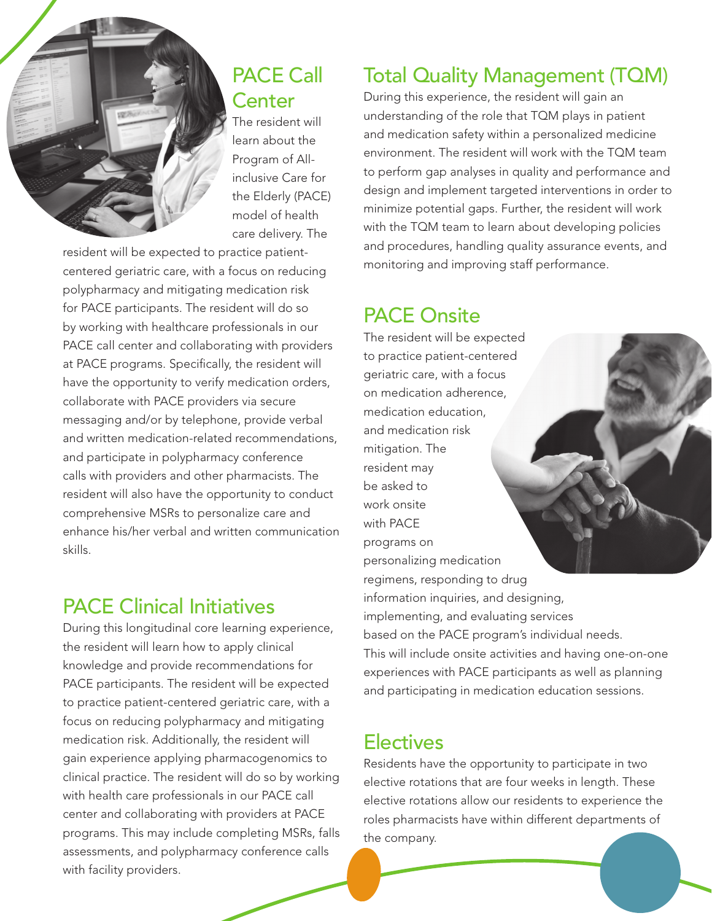## PACE Call Center

The resident will learn about the Program of All-inclusive Care for the Elderly (PACE) model of health care delivery. The resident will be expected to practice patient-centered geriatric care, with a focus on reducing polypharmacy and mitigating medication risk for PACE participants. The resident will do so by working with healthcare professionals in our PACE call center and collaborating with providers at PACE programs. Specifically, the resident will have the opportunity to verify medication orders, collaborate with PACE providers via secure messaging and/or by telephone, provide verbal and written medication-related recommendations, and participate in polypharmacy conference calls with providers and other pharmacists. The resident will also have the opportunity to conduct comprehensive MSRs to personalize care and enhance his/her verbal and written communication skills.

## PACE Clinical Initiatives

During this longitudinal core learning experience, the resident will learn how to apply clinical knowledge and provide recommendations for PACE participants. The resident will be expected to practice patient-centered geriatric care, with a focus on reducing polypharmacy and mitigating medication risk. Additionally, the resident will gain experience applying pharmacogenomics to clinical practice. The resident will do so by working with health care professionals in our PACE call center and collaborating with providers at PACE programs. This may include completing MSRs, falls assessments, and polypharmacy conference calls with facility providers.

## Total Quality Management (TQM)

During this experience, the resident will gain an understanding of the role that TQM plays in patient and medication safety within a personalized medicine environment. The resident will work with the TQM team to perform gap analyses in quality and performance and design and implement targeted interventions in order to minimize potential gaps. Further, the resident will work with the TQM team to learn about developing policies and procedures, handling quality assurance events, and monitoring and improving staff performance.

## PACE Onsite

The resident will be expected to practice patient-centered geriatric care, with a focus on medication adherence, medication education, and medication risk mitigation. The resident may be asked to work onsite with PACE programs on personalizing medication regimens, responding to drug information inquiries, and designing, implementing, and evaluating services based on the PACE program's individual needs. This will include onsite activities and having one-on-one experiences with PACE participants as well as planning and participating in medication education sessions.

## Electives

Residents have the opportunity to participate in two elective rotations that are four weeks in length. These elective rotations allow our residents to experience the roles pharmacists have within different departments of the company.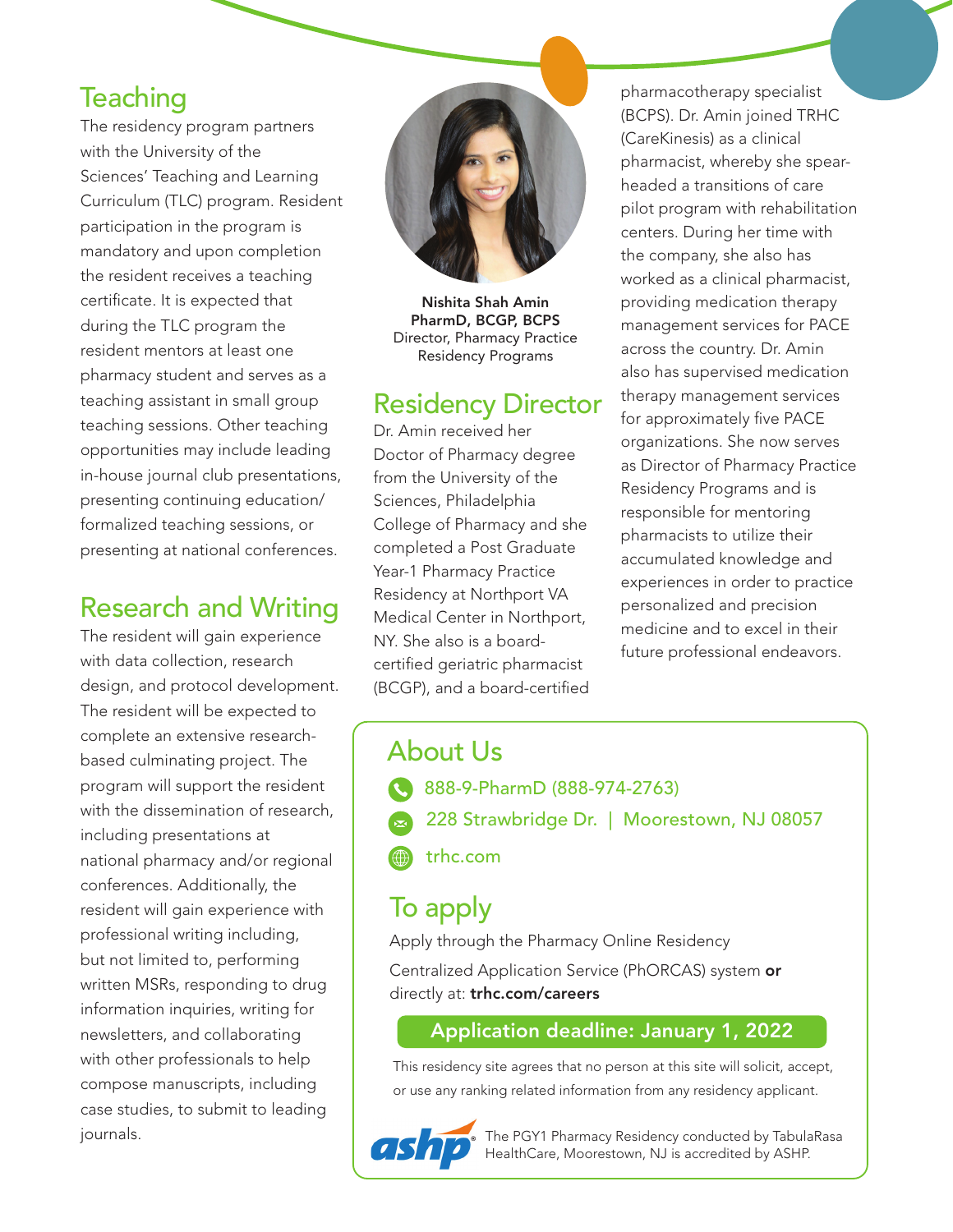## Teaching

The residency program partners with the University of the Sciences' Teaching and Learning Curriculum (TLC) program. Resident participation in the program is mandatory and upon completion the resident receives a teaching certificate. It is expected that during the TLC program the resident mentors at least one pharmacy student and serves as a teaching assistant in small group teaching sessions. Other teaching opportunities may include leading in-house journal club presentations, presenting continuing education/formalized teaching sessions, or presenting at national conferences.

## Research and Writing

The resident will gain experience with data collection, research design, and protocol development. The resident will be expected to complete an extensive research-based culminating project. The program will support the resident with the dissemination of research, including presentations at national pharmacy and/or regional conferences. Additionally, the resident will gain experience with professional writing including, but not limited to, performing written MSRs, responding to drug information inquiries, writing for newsletters, and collaborating with other professionals to help compose manuscripts, including case studies, to submit to leading journals.

**Nishita Shah Amin**
**PharmD, BCGP, BCPS**
Director, Pharmacy Practice Residency Programs

## Residency Director

Dr. Amin received her Doctor of Pharmacy degree from the University of the Sciences, Philadelphia College of Pharmacy and she completed a Post Graduate Year-1 Pharmacy Practice Residency at Northport VA Medical Center in Northport, NY. She also is a board-certified geriatric pharmacist (BCGP), and a board-certified pharmacotherapy specialist (BCPS). Dr. Amin joined TRHC (CareKinesis) as a clinical pharmacist, whereby she spear-headed a transitions of care pilot program with rehabilitation centers. During her time with the company, she also has worked as a clinical pharmacist, providing medication therapy management services for PACE across the country. Dr. Amin also has supervised medication therapy management services for approximately five PACE organizations. She now serves as Director of Pharmacy Practice Residency Programs and is responsible for mentoring pharmacists to utilize their accumulated knowledge and experiences in order to practice personalized and precision medicine and to excel in their future professional endeavors.

## About Us

888-9-PharmD (888-974-2763)

228 Strawbridge Dr. | Moorestown, NJ 08057

trhc.com

## To apply

Apply through the Pharmacy Online Residency Centralized Application Service (PhORCAS) system **or** directly at: **trhc.com/careers**

**Application deadline: January 1, 2022**

This residency site agrees that no person at this site will solicit, accept, or use any ranking related information from any residency applicant.

The PGY1 Pharmacy Residency conducted by TabulaRasa HealthCare, Moorestown, NJ is accredited by ASHP.